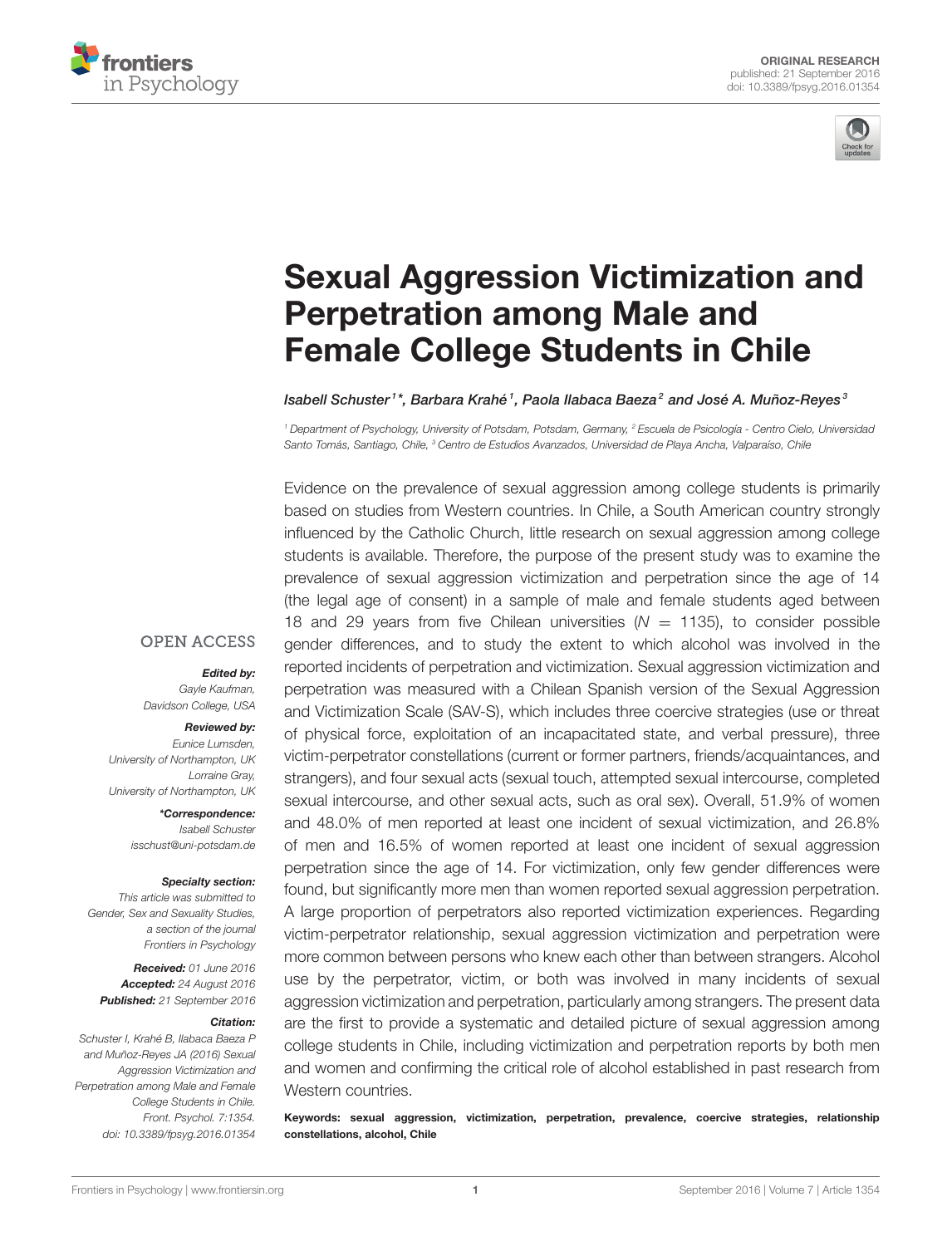ORIGINAL RESEARCH
published: 21 September 2016
doi: 10.3389/fpsyg.2016.01354

# Sexual Aggression Victimization and Perpetration among Male and Female College Students in Chile

*Isabell Schuster[1]\*, Barbara Krahé[1], Paola Ilabaca Baeza[2] and José A. Muñoz-Reyes[3]*

[1] Department of Psychology, University of Potsdam, Potsdam, Germany, [2] Escuela de Psicología - Centro Cielo, Universidad Santo Tomás, Santiago, Chile, [3] Centro de Estudios Avanzados, Universidad de Playa Ancha, Valparaíso, Chile

Evidence on the prevalence of sexual aggression among college students is primarily based on studies from Western countries. In Chile, a South American country strongly influenced by the Catholic Church, little research on sexual aggression among college students is available. Therefore, the purpose of the present study was to examine the prevalence of sexual aggression victimization and perpetration since the age of 14 (the legal age of consent) in a sample of male and female students aged between 18 and 29 years from five Chilean universities ($N = 1135$), to consider possible gender differences, and to study the extent to which alcohol was involved in the reported incidents of perpetration and victimization. Sexual aggression victimization and perpetration was measured with a Chilean Spanish version of the Sexual Aggression and Victimization Scale (SAV-S), which includes three coercive strategies (use or threat of physical force, exploitation of an incapacitated state, and verbal pressure), three victim-perpetrator constellations (current or former partners, friends/acquaintances, and strangers), and four sexual acts (sexual touch, attempted sexual intercourse, completed sexual intercourse, and other sexual acts, such as oral sex). Overall, 51.9% of women and 48.0% of men reported at least one incident of sexual victimization, and 26.8% of men and 16.5% of women reported at least one incident of sexual aggression perpetration since the age of 14. For victimization, only few gender differences were found, but significantly more men than women reported sexual aggression perpetration. A large proportion of perpetrators also reported victimization experiences. Regarding victim-perpetrator relationship, sexual aggression victimization and perpetration were more common between persons who knew each other than between strangers. Alcohol use by the perpetrator, victim, or both was involved in many incidents of sexual aggression victimization and perpetration, particularly among strangers. The present data are the first to provide a systematic and detailed picture of sexual aggression among college students in Chile, including victimization and perpetration reports by both men and women and confirming the critical role of alcohol established in past research from Western countries.

**Keywords: sexual aggression, victimization, perpetration, prevalence, coercive strategies, relationship constellations, alcohol, Chile**

OPEN ACCESS

***Edited by:***
Gayle Kaufman,
Davidson College, USA

***Reviewed by:***
Eunice Lumsden,
University of Northampton, UK
Lorraine Gray,
University of Northampton, UK

***\*Correspondence:***
Isabell Schuster
isschust@uni-potsdam.de

***Specialty section:***
This article was submitted to Gender, Sex and Sexuality Studies, a section of the journal Frontiers in Psychology

***Received:*** 01 June 2016
***Accepted:*** 24 August 2016
***Published:*** 21 September 2016

***Citation:***
Schuster I, Krahé B, Ilabaca Baeza P and Muñoz-Reyes JA (2016) Sexual Aggression Victimization and Perpetration among Male and Female College Students in Chile. Front. Psychol. 7:1354. doi: 10.3389/fpsyg.2016.01354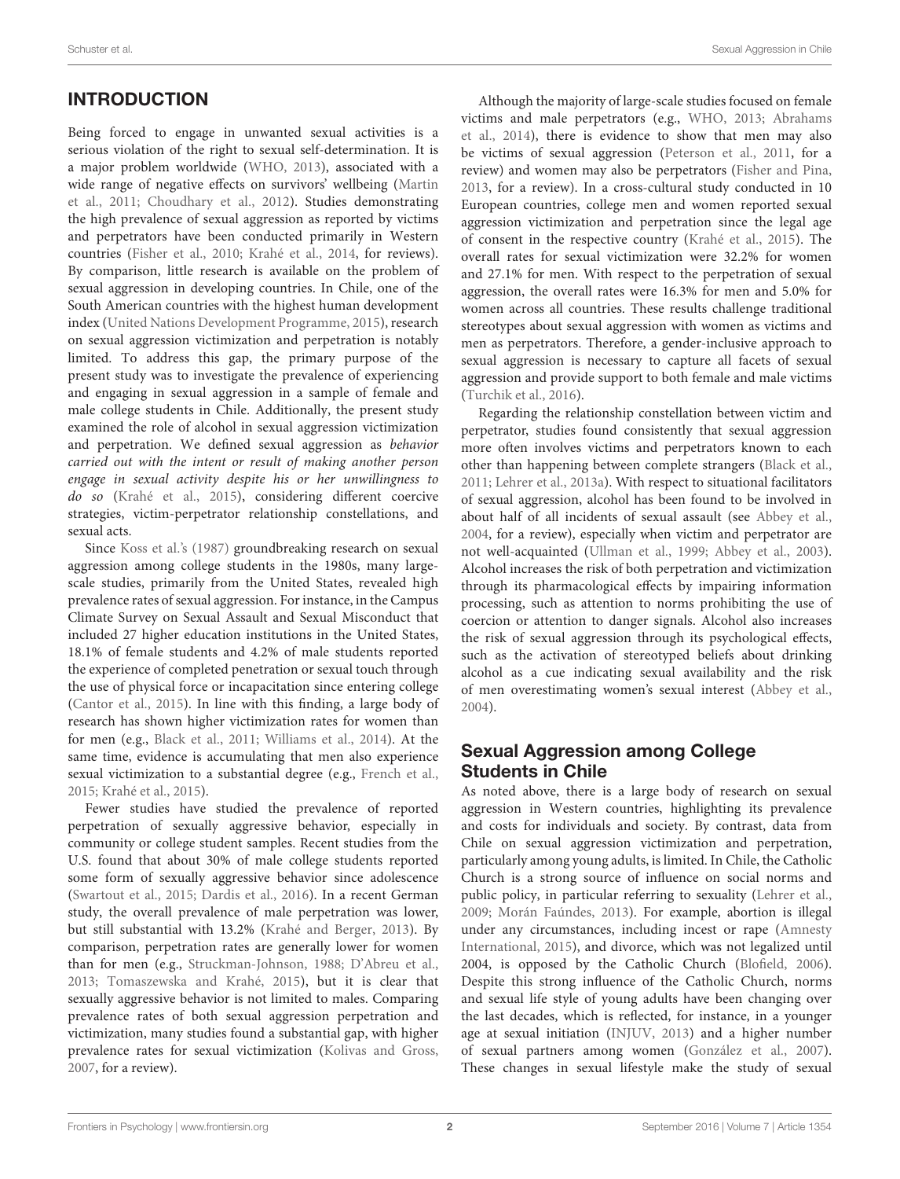## INTRODUCTION

Being forced to engage in unwanted sexual activities is a serious violation of the right to sexual self-determination. It is a major problem worldwide (WHO, 2013), associated with a wide range of negative effects on survivors' wellbeing (Martin et al., 2011; Choudhary et al., 2012). Studies demonstrating the high prevalence of sexual aggression as reported by victims and perpetrators have been conducted primarily in Western countries (Fisher et al., 2010; Krahé et al., 2014, for reviews). By comparison, little research is available on the problem of sexual aggression in developing countries. In Chile, one of the South American countries with the highest human development index (United Nations Development Programme, 2015), research on sexual aggression victimization and perpetration is notably limited. To address this gap, the primary purpose of the present study was to investigate the prevalence of experiencing and engaging in sexual aggression in a sample of female and male college students in Chile. Additionally, the present study examined the role of alcohol in sexual aggression victimization and perpetration. We defined sexual aggression as *behavior carried out with the intent or result of making another person engage in sexual activity despite his or her unwillingness to do so* (Krahé et al., 2015), considering different coercive strategies, victim-perpetrator relationship constellations, and sexual acts.

Since Koss et al.'s (1987) groundbreaking research on sexual aggression among college students in the 1980s, many large-scale studies, primarily from the United States, revealed high prevalence rates of sexual aggression. For instance, in the Campus Climate Survey on Sexual Assault and Sexual Misconduct that included 27 higher education institutions in the United States, 18.1% of female students and 4.2% of male students reported the experience of completed penetration or sexual touch through the use of physical force or incapacitation since entering college (Cantor et al., 2015). In line with this finding, a large body of research has shown higher victimization rates for women than for men (e.g., Black et al., 2011; Williams et al., 2014). At the same time, evidence is accumulating that men also experience sexual victimization to a substantial degree (e.g., French et al., 2015; Krahé et al., 2015).

Fewer studies have studied the prevalence of reported perpetration of sexually aggressive behavior, especially in community or college student samples. Recent studies from the U.S. found that about 30% of male college students reported some form of sexually aggressive behavior since adolescence (Swartout et al., 2015; Dardis et al., 2016). In a recent German study, the overall prevalence of male perpetration was lower, but still substantial with 13.2% (Krahé and Berger, 2013). By comparison, perpetration rates are generally lower for women than for men (e.g., Struckman-Johnson, 1988; D'Abreu et al., 2013; Tomaszewska and Krahé, 2015), but it is clear that sexually aggressive behavior is not limited to males. Comparing prevalence rates of both sexual aggression perpetration and victimization, many studies found a substantial gap, with higher prevalence rates for sexual victimization (Kolivas and Gross, 2007, for a review).

Although the majority of large-scale studies focused on female victims and male perpetrators (e.g., WHO, 2013; Abrahams et al., 2014), there is evidence to show that men may also be victims of sexual aggression (Peterson et al., 2011, for a review) and women may also be perpetrators (Fisher and Pina, 2013, for a review). In a cross-cultural study conducted in 10 European countries, college men and women reported sexual aggression victimization and perpetration since the legal age of consent in the respective country (Krahé et al., 2015). The overall rates for sexual victimization were 32.2% for women and 27.1% for men. With respect to the perpetration of sexual aggression, the overall rates were 16.3% for men and 5.0% for women across all countries. These results challenge traditional stereotypes about sexual aggression with women as victims and men as perpetrators. Therefore, a gender-inclusive approach to sexual aggression is necessary to capture all facets of sexual aggression and provide support to both female and male victims (Turchik et al., 2016).

Regarding the relationship constellation between victim and perpetrator, studies found consistently that sexual aggression more often involves victims and perpetrators known to each other than happening between complete strangers (Black et al., 2011; Lehrer et al., 2013a). With respect to situational facilitators of sexual aggression, alcohol has been found to be involved in about half of all incidents of sexual assault (see Abbey et al., 2004, for a review), especially when victim and perpetrator are not well-acquainted (Ullman et al., 1999; Abbey et al., 2003). Alcohol increases the risk of both perpetration and victimization through its pharmacological effects by impairing information processing, such as attention to norms prohibiting the use of coercion or attention to danger signals. Alcohol also increases the risk of sexual aggression through its psychological effects, such as the activation of stereotyped beliefs about drinking alcohol as a cue indicating sexual availability and the risk of men overestimating women's sexual interest (Abbey et al., 2004).

### Sexual Aggression among College Students in Chile

As noted above, there is a large body of research on sexual aggression in Western countries, highlighting its prevalence and costs for individuals and society. By contrast, data from Chile on sexual aggression victimization and perpetration, particularly among young adults, is limited. In Chile, the Catholic Church is a strong source of influence on social norms and public policy, in particular referring to sexuality (Lehrer et al., 2009; Morán Faúndes, 2013). For example, abortion is illegal under any circumstances, including incest or rape (Amnesty International, 2015), and divorce, which was not legalized until 2004, is opposed by the Catholic Church (Blofield, 2006). Despite this strong influence of the Catholic Church, norms and sexual life style of young adults have been changing over the last decades, which is reflected, for instance, in a younger age at sexual initiation (INJUV, 2013) and a higher number of sexual partners among women (González et al., 2007). These changes in sexual lifestyle make the study of sexual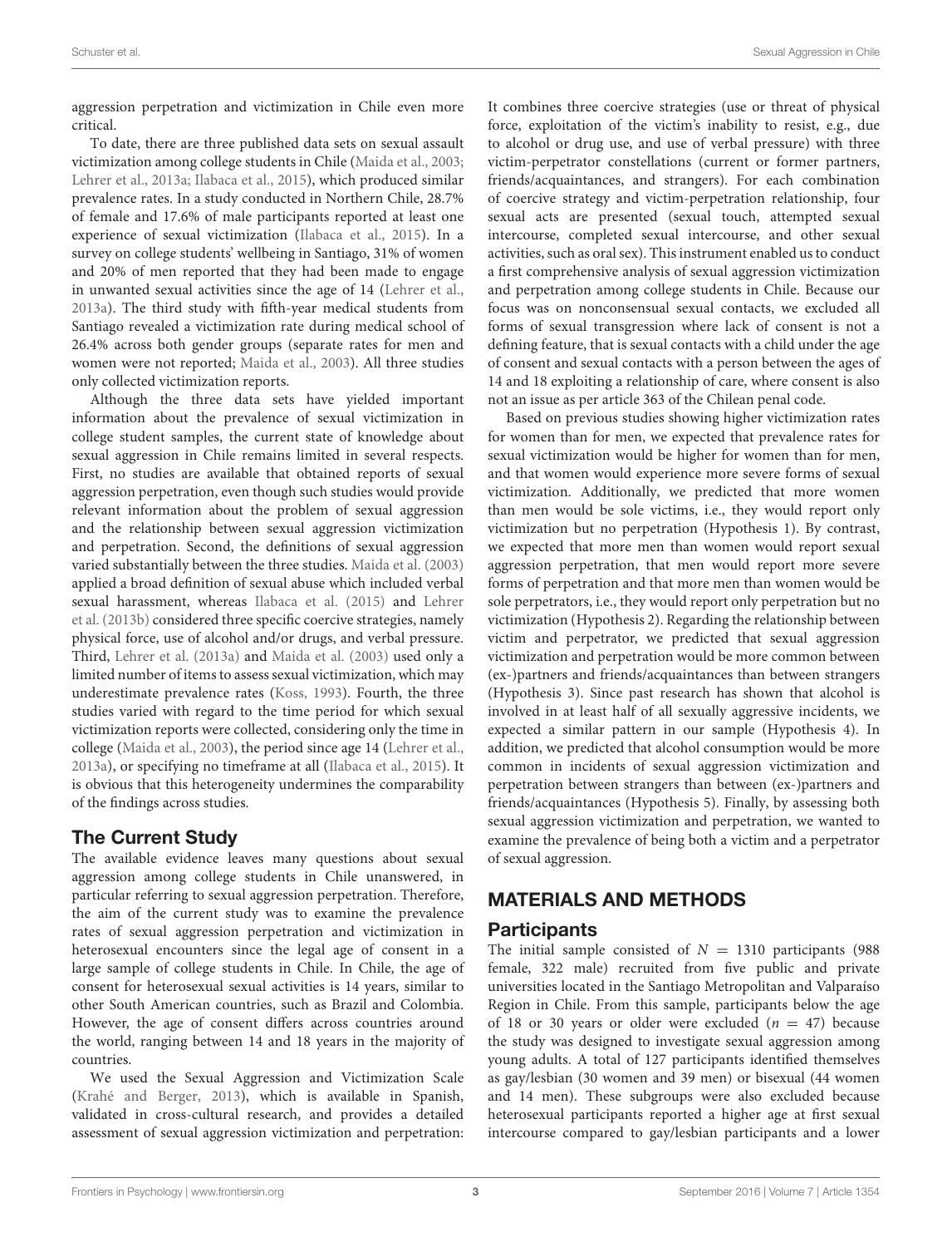aggression perpetration and victimization in Chile even more critical.

To date, there are three published data sets on sexual assault victimization among college students in Chile (Maida et al., 2003; Lehrer et al., 2013a; Ilabaca et al., 2015), which produced similar prevalence rates. In a study conducted in Northern Chile, 28.7% of female and 17.6% of male participants reported at least one experience of sexual victimization (Ilabaca et al., 2015). In a survey on college students' wellbeing in Santiago, 31% of women and 20% of men reported that they had been made to engage in unwanted sexual activities since the age of 14 (Lehrer et al., 2013a). The third study with fifth-year medical students from Santiago revealed a victimization rate during medical school of 26.4% across both gender groups (separate rates for men and women were not reported; Maida et al., 2003). All three studies only collected victimization reports.

Although the three data sets have yielded important information about the prevalence of sexual victimization in college student samples, the current state of knowledge about sexual aggression in Chile remains limited in several respects. First, no studies are available that obtained reports of sexual aggression perpetration, even though such studies would provide relevant information about the problem of sexual aggression and the relationship between sexual aggression victimization and perpetration. Second, the definitions of sexual aggression varied substantially between the three studies. Maida et al. (2003) applied a broad definition of sexual abuse which included verbal sexual harassment, whereas Ilabaca et al. (2015) and Lehrer et al. (2013b) considered three specific coercive strategies, namely physical force, use of alcohol and/or drugs, and verbal pressure. Third, Lehrer et al. (2013a) and Maida et al. (2003) used only a limited number of items to assess sexual victimization, which may underestimate prevalence rates (Koss, 1993). Fourth, the three studies varied with regard to the time period for which sexual victimization reports were collected, considering only the time in college (Maida et al., 2003), the period since age 14 (Lehrer et al., 2013a), or specifying no timeframe at all (Ilabaca et al., 2015). It is obvious that this heterogeneity undermines the comparability of the findings across studies.

## The Current Study

The available evidence leaves many questions about sexual aggression among college students in Chile unanswered, in particular referring to sexual aggression perpetration. Therefore, the aim of the current study was to examine the prevalence rates of sexual aggression perpetration and victimization in heterosexual encounters since the legal age of consent in a large sample of college students in Chile. In Chile, the age of consent for heterosexual sexual activities is 14 years, similar to other South American countries, such as Brazil and Colombia. However, the age of consent differs across countries around the world, ranging between 14 and 18 years in the majority of countries.

We used the Sexual Aggression and Victimization Scale (Krahé and Berger, 2013), which is available in Spanish, validated in cross-cultural research, and provides a detailed assessment of sexual aggression victimization and perpetration: It combines three coercive strategies (use or threat of physical force, exploitation of the victim's inability to resist, e.g., due to alcohol or drug use, and use of verbal pressure) with three victim-perpetrator constellations (current or former partners, friends/acquaintances, and strangers). For each combination of coercive strategy and victim-perpetration relationship, four sexual acts are presented (sexual touch, attempted sexual intercourse, completed sexual intercourse, and other sexual activities, such as oral sex). This instrument enabled us to conduct a first comprehensive analysis of sexual aggression victimization and perpetration among college students in Chile. Because our focus was on nonconsensual sexual contacts, we excluded all forms of sexual transgression where lack of consent is not a defining feature, that is sexual contacts with a child under the age of consent and sexual contacts with a person between the ages of 14 and 18 exploiting a relationship of care, where consent is also not an issue as per article 363 of the Chilean penal code.

Based on previous studies showing higher victimization rates for women than for men, we expected that prevalence rates for sexual victimization would be higher for women than for men, and that women would experience more severe forms of sexual victimization. Additionally, we predicted that more women than men would be sole victims, i.e., they would report only victimization but no perpetration (Hypothesis 1). By contrast, we expected that more men than women would report sexual aggression perpetration, that men would report more severe forms of perpetration and that more men than women would be sole perpetrators, i.e., they would report only perpetration but no victimization (Hypothesis 2). Regarding the relationship between victim and perpetrator, we predicted that sexual aggression victimization and perpetration would be more common between (ex-)partners and friends/acquaintances than between strangers (Hypothesis 3). Since past research has shown that alcohol is involved in at least half of all sexually aggressive incidents, we expected a similar pattern in our sample (Hypothesis 4). In addition, we predicted that alcohol consumption would be more common in incidents of sexual aggression victimization and perpetration between strangers than between (ex-)partners and friends/acquaintances (Hypothesis 5). Finally, by assessing both sexual aggression victimization and perpetration, we wanted to examine the prevalence of being both a victim and a perpetrator of sexual aggression.

# MATERIALS AND METHODS

## Participants

The initial sample consisted of $N = 1310$ participants (988 female, 322 male) recruited from five public and private universities located in the Santiago Metropolitan and Valparaíso Region in Chile. From this sample, participants below the age of 18 or 30 years or older were excluded ($n = 47$) because the study was designed to investigate sexual aggression among young adults. A total of 127 participants identified themselves as gay/lesbian (30 women and 39 men) or bisexual (44 women and 14 men). These subgroups were also excluded because heterosexual participants reported a higher age at first sexual intercourse compared to gay/lesbian participants and a lower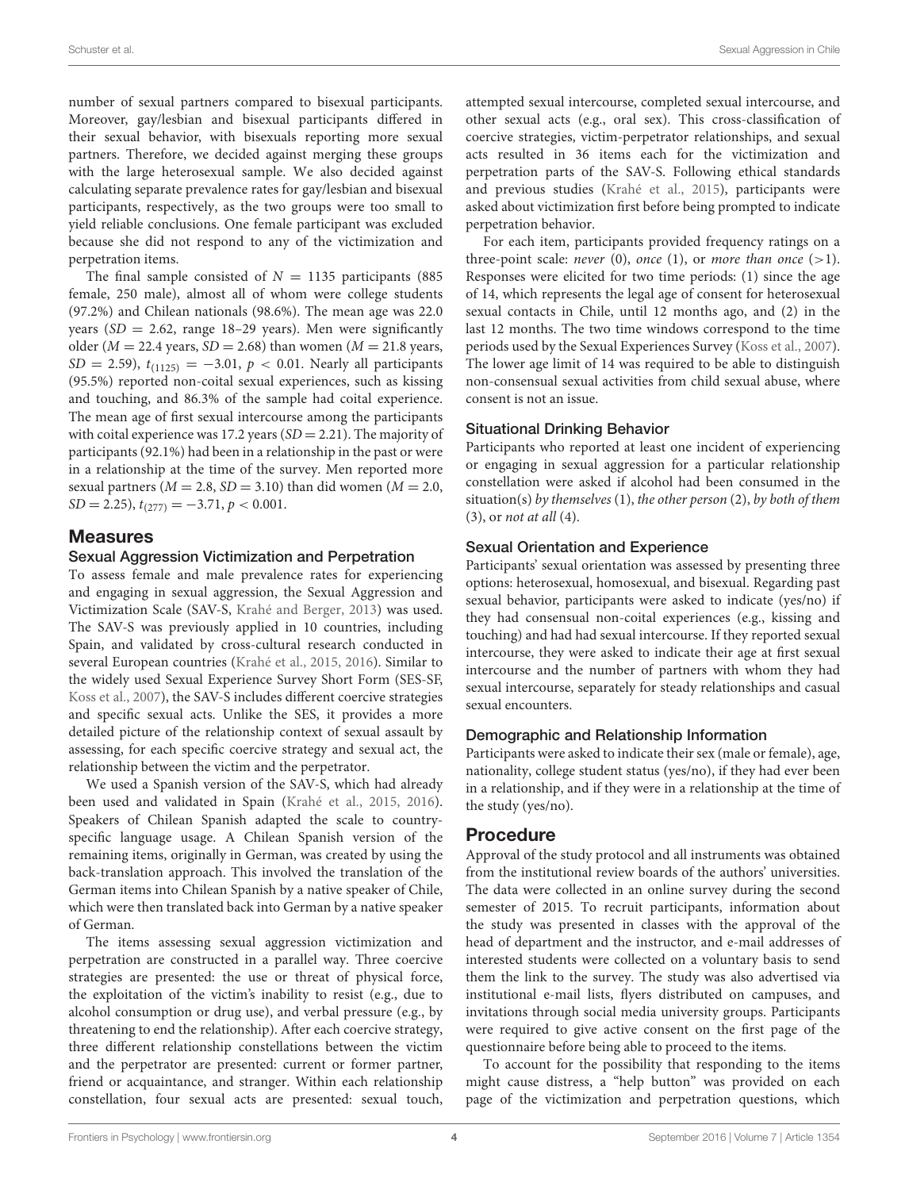number of sexual partners compared to bisexual participants. Moreover, gay/lesbian and bisexual participants differed in their sexual behavior, with bisexuals reporting more sexual partners. Therefore, we decided against merging these groups with the large heterosexual sample. We also decided against calculating separate prevalence rates for gay/lesbian and bisexual participants, respectively, as the two groups were too small to yield reliable conclusions. One female participant was excluded because she did not respond to any of the victimization and perpetration items.

The final sample consisted of $N = 1135$ participants (885 female, 250 male), almost all of whom were college students (97.2%) and Chilean nationals (98.6%). The mean age was 22.0 years ($SD = 2.62$, range 18–29 years). Men were significantly older ($M = 22.4$ years, $SD = 2.68$) than women ($M = 21.8$ years, $SD = 2.59$), $t_{(1125)} = -3.01$, $p < 0.01$. Nearly all participants (95.5%) reported non-coital sexual experiences, such as kissing and touching, and 86.3% of the sample had coital experience. The mean age of first sexual intercourse among the participants with coital experience was 17.2 years ($SD = 2.21$). The majority of participants (92.1%) had been in a relationship in the past or were in a relationship at the time of the survey. Men reported more sexual partners ($M = 2.8$, $SD = 3.10$) than did women ($M = 2.0$, $SD = 2.25$), $t_{(277)} = -3.71$, $p < 0.001$.

## Measures

### Sexual Aggression Victimization and Perpetration

To assess female and male prevalence rates for experiencing and engaging in sexual aggression, the Sexual Aggression and Victimization Scale (SAV-S, Krahé and Berger, 2013) was used. The SAV-S was previously applied in 10 countries, including Spain, and validated by cross-cultural research conducted in several European countries (Krahé et al., 2015, 2016). Similar to the widely used Sexual Experience Survey Short Form (SES-SF, Koss et al., 2007), the SAV-S includes different coercive strategies and specific sexual acts. Unlike the SES, it provides a more detailed picture of the relationship context of sexual assault by assessing, for each specific coercive strategy and sexual act, the relationship between the victim and the perpetrator.

We used a Spanish version of the SAV-S, which had already been used and validated in Spain (Krahé et al., 2015, 2016). Speakers of Chilean Spanish adapted the scale to country-specific language usage. A Chilean Spanish version of the remaining items, originally in German, was created by using the back-translation approach. This involved the translation of the German items into Chilean Spanish by a native speaker of Chile, which were then translated back into German by a native speaker of German.

The items assessing sexual aggression victimization and perpetration are constructed in a parallel way. Three coercive strategies are presented: the use or threat of physical force, the exploitation of the victim's inability to resist (e.g., due to alcohol consumption or drug use), and verbal pressure (e.g., by threatening to end the relationship). After each coercive strategy, three different relationship constellations between the victim and the perpetrator are presented: current or former partner, friend or acquaintance, and stranger. Within each relationship constellation, four sexual acts are presented: sexual touch, attempted sexual intercourse, completed sexual intercourse, and other sexual acts (e.g., oral sex). This cross-classification of coercive strategies, victim-perpetrator relationships, and sexual acts resulted in 36 items each for the victimization and perpetration parts of the SAV-S. Following ethical standards and previous studies (Krahé et al., 2015), participants were asked about victimization first before being prompted to indicate perpetration behavior.

For each item, participants provided frequency ratings on a three-point scale: *never* (0), *once* (1), or *more than once* (>1). Responses were elicited for two time periods: (1) since the age of 14, which represents the legal age of consent for heterosexual sexual contacts in Chile, until 12 months ago, and (2) in the last 12 months. The two time windows correspond to the time periods used by the Sexual Experiences Survey (Koss et al., 2007). The lower age limit of 14 was required to be able to distinguish non-consensual sexual activities from child sexual abuse, where consent is not an issue.

### Situational Drinking Behavior

Participants who reported at least one incident of experiencing or engaging in sexual aggression for a particular relationship constellation were asked if alcohol had been consumed in the situation(s) *by themselves* (1), *the other person* (2), *by both of them* (3), or *not at all* (4).

### Sexual Orientation and Experience

Participants' sexual orientation was assessed by presenting three options: heterosexual, homosexual, and bisexual. Regarding past sexual behavior, participants were asked to indicate (yes/no) if they had consensual non-coital experiences (e.g., kissing and touching) and had had sexual intercourse. If they reported sexual intercourse, they were asked to indicate their age at first sexual intercourse and the number of partners with whom they had sexual intercourse, separately for steady relationships and casual sexual encounters.

### Demographic and Relationship Information

Participants were asked to indicate their sex (male or female), age, nationality, college student status (yes/no), if they had ever been in a relationship, and if they were in a relationship at the time of the study (yes/no).

## Procedure

Approval of the study protocol and all instruments was obtained from the institutional review boards of the authors' universities. The data were collected in an online survey during the second semester of 2015. To recruit participants, information about the study was presented in classes with the approval of the head of department and the instructor, and e-mail addresses of interested students were collected on a voluntary basis to send them the link to the survey. The study was also advertised via institutional e-mail lists, flyers distributed on campuses, and invitations through social media university groups. Participants were required to give active consent on the first page of the questionnaire before being able to proceed to the items.

To account for the possibility that responding to the items might cause distress, a "help button" was provided on each page of the victimization and perpetration questions, which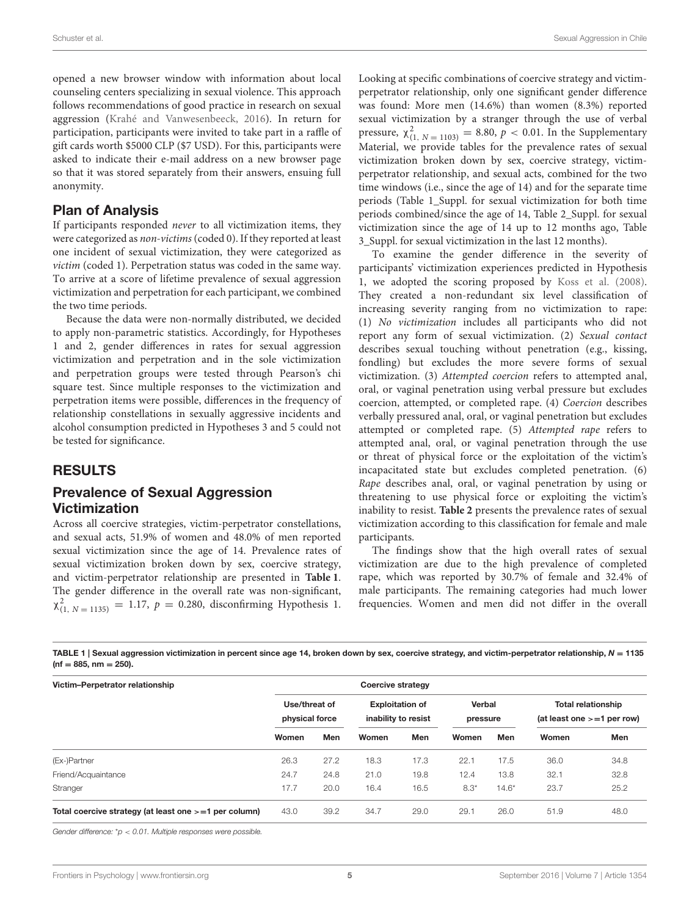opened a new browser window with information about local counseling centers specializing in sexual violence. This approach follows recommendations of good practice in research on sexual aggression (Krahé and Vanwesenbeeck, 2016). In return for participation, participants were invited to take part in a raffle of gift cards worth $5000 CLP ($7 USD). For this, participants were asked to indicate their e-mail address on a new browser page so that it was stored separately from their answers, ensuing full anonymity.

## Plan of Analysis

If participants responded *never* to all victimization items, they were categorized as *non-victims* (coded 0). If they reported at least one incident of sexual victimization, they were categorized as *victim* (coded 1). Perpetration status was coded in the same way. To arrive at a score of lifetime prevalence of sexual aggression victimization and perpetration for each participant, we combined the two time periods.

Because the data were non-normally distributed, we decided to apply non-parametric statistics. Accordingly, for Hypotheses 1 and 2, gender differences in rates for sexual aggression victimization and perpetration and in the sole victimization and perpetration groups were tested through Pearson's chi square test. Since multiple responses to the victimization and perpetration items were possible, differences in the frequency of relationship constellations in sexually aggressive incidents and alcohol consumption predicted in Hypotheses 3 and 5 could not be tested for significance.

# RESULTS

## Prevalence of Sexual Aggression Victimization

Across all coercive strategies, victim-perpetrator constellations, and sexual acts, 51.9% of women and 48.0% of men reported sexual victimization since the age of 14. Prevalence rates of sexual victimization broken down by sex, coercive strategy, and victim-perpetrator relationship are presented in **Table 1**. The gender difference in the overall rate was non-significant, $\chi^2_{(1,\, N = 1135)} = 1.17$, $p = 0.280$, disconfirming Hypothesis 1. Looking at specific combinations of coercive strategy and victim-perpetrator relationship, only one significant gender difference was found: More men (14.6%) than women (8.3%) reported sexual victimization by a stranger through the use of verbal pressure, $\chi^2_{(1,\, N = 1103)} = 8.80$, $p < 0.01$. In the Supplementary Material, we provide tables for the prevalence rates of sexual victimization broken down by sex, coercive strategy, victim-perpetrator relationship, and sexual acts, combined for the two time windows (i.e., since the age of 14) and for the separate time periods (Table 1_Suppl. for sexual victimization for both time periods combined/since the age of 14, Table 2_Suppl. for sexual victimization since the age of 14 up to 12 months ago, Table 3_Suppl. for sexual victimization in the last 12 months).

To examine the gender difference in the severity of participants' victimization experiences predicted in Hypothesis 1, we adopted the scoring proposed by Koss et al. (2008). They created a non-redundant six level classification of increasing severity ranging from no victimization to rape: (1) *No victimization* includes all participants who did not report any form of sexual victimization. (2) *Sexual contact* describes sexual touching without penetration (e.g., kissing, fondling) but excludes the more severe forms of sexual victimization. (3) *Attempted coercion* refers to attempted anal, oral, or vaginal penetration using verbal pressure but excludes coercion, attempted, or completed rape. (4) *Coercion* describes verbally pressured anal, oral, or vaginal penetration but excludes attempted or completed rape. (5) *Attempted rape* refers to attempted anal, oral, or vaginal penetration through the use or threat of physical force or the exploitation of the victim's incapacitated state but excludes completed penetration. (6) *Rape* describes anal, oral, or vaginal penetration by using or threatening to use physical force or exploiting the victim's inability to resist. **Table 2** presents the prevalence rates of sexual victimization according to this classification for female and male participants.

The findings show that the high overall rates of sexual victimization are due to the high prevalence of completed rape, which was reported by 30.7% of female and 32.4% of male participants. The remaining categories had much lower frequencies. Women and men did not differ in the overall

**TABLE 1 | Sexual aggression victimization in percent since age 14, broken down by sex, coercive strategy, and victim-perpetrator relationship, N = 1135 (nf = 885, nm = 250).**

| Victim–Perpetrator relationship | Coercive strategy | | | | | | | |
|---|---|---|---|---|---|---|---|---|
| | Use/threat of physical force | | Exploitation of inability to resist | | Verbal pressure | | Total relationship (at least one >=1 per row) | |
| | Women | Men | Women | Men | Women | Men | Women | Men |
| (Ex-)Partner | 26.3 | 27.2 | 18.3 | 17.3 | 22.1 | 17.5 | 36.0 | 34.8 |
| Friend/Acquaintance | 24.7 | 24.8 | 21.0 | 19.8 | 12.4 | 13.8 | 32.1 | 32.8 |
| Stranger | 17.7 | 20.0 | 16.4 | 16.5 | 8.3* | 14.6* | 23.7 | 25.2 |
| **Total coercive strategy (at least one >=1 per column)** | 43.0 | 39.2 | 34.7 | 29.0 | 29.1 | 26.0 | 51.9 | 48.0 |

*Gender difference: *p < 0.01. Multiple responses were possible.*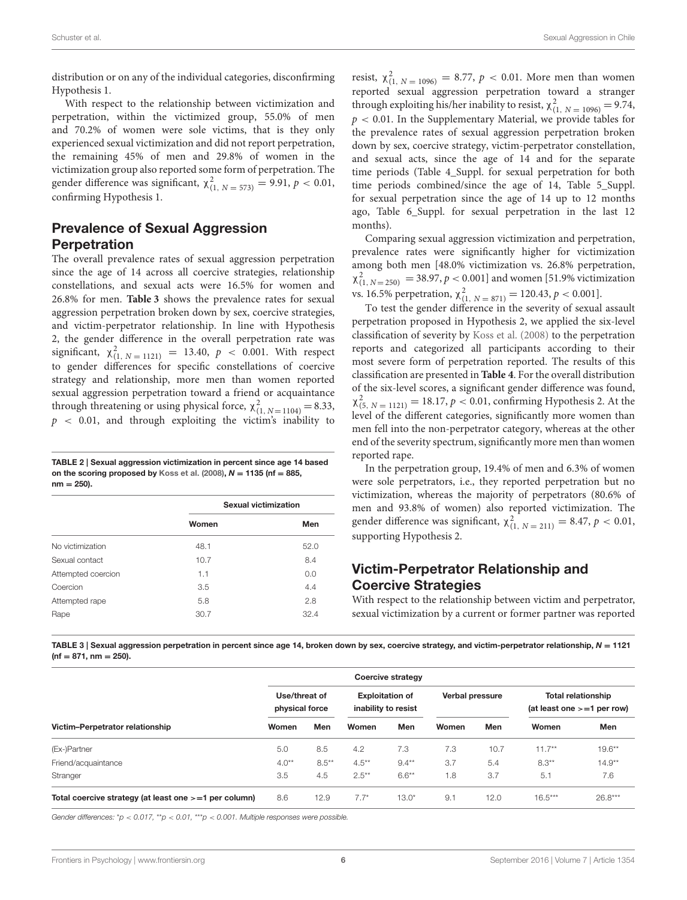distribution or on any of the individual categories, disconfirming Hypothesis 1.

With respect to the relationship between victimization and perpetration, within the victimized group, 55.0% of men and 70.2% of women were sole victims, that is they only experienced sexual victimization and did not report perpetration, the remaining 45% of men and 29.8% of women in the victimization group also reported some form of perpetration. The gender difference was significant, $\chi^2_{(1,\ N=573)} = 9.91$, $p < 0.01$, confirming Hypothesis 1.

## Prevalence of Sexual Aggression Perpetration

The overall prevalence rates of sexual aggression perpetration since the age of 14 across all coercive strategies, relationship constellations, and sexual acts were 16.5% for women and 26.8% for men. **Table 3** shows the prevalence rates for sexual aggression perpetration broken down by sex, coercive strategies, and victim-perpetrator relationship. In line with Hypothesis 2, the gender difference in the overall perpetration rate was significant, $\chi^2_{(1,\ N=1121)} = 13.40$, $p < 0.001$. With respect to gender differences for specific constellations of coercive strategy and relationship, more men than women reported sexual aggression perpetration toward a friend or acquaintance through threatening or using physical force, $\chi^2_{(1,\ N=1104)} = 8.33$, $p < 0.01$, and through exploiting the victim's inability to resist, $\chi^2_{(1,\ N=1096)} = 8.77$, $p < 0.01$. More men than women reported sexual aggression perpetration toward a stranger through exploiting his/her inability to resist, $\chi^2_{(1,\ N=1096)} = 9.74$, $p < 0.01$. In the Supplementary Material, we provide tables for the prevalence rates of sexual aggression perpetration broken down by sex, coercive strategy, victim-perpetrator constellation, and sexual acts, since the age of 14 and for the separate time periods (Table 4_Suppl. for sexual perpetration for both time periods combined/since the age of 14, Table 5_Suppl. for sexual perpetration since the age of 14 up to 12 months ago, Table 6_Suppl. for sexual perpetration in the last 12 months).

Comparing sexual aggression victimization and perpetration, prevalence rates were significantly higher for victimization among both men [48.0% victimization vs. 26.8% perpetration, $\chi^2_{(1,\ N=250)} = 38.97$, $p < 0.001$] and women [51.9% victimization vs. 16.5% perpetration, $\chi^2_{(1,\ N=871)} = 120.43$, $p < 0.001$].

To test the gender difference in the severity of sexual assault perpetration proposed in Hypothesis 2, we applied the six-level classification of severity by Koss et al. (2008) to the perpetration reports and categorized all participants according to their most severe form of perpetration reported. The results of this classification are presented in **Table 4**. For the overall distribution of the six-level scores, a significant gender difference was found, $\chi^2_{(5,\ N=1121)} = 18.17$, $p < 0.01$, confirming Hypothesis 2. At the level of the different categories, significantly more women than men fell into the non-perpetrator category, whereas at the other end of the severity spectrum, significantly more men than women reported rape.

In the perpetration group, 19.4% of men and 6.3% of women were sole perpetrators, i.e., they reported perpetration but no victimization, whereas the majority of perpetrators (80.6% of men and 93.8% of women) also reported victimization. The gender difference was significant, $\chi^2_{(1,\ N=211)} = 8.47$, $p < 0.01$, supporting Hypothesis 2.

## Victim-Perpetrator Relationship and Coercive Strategies

With respect to the relationship between victim and perpetrator, sexual victimization by a current or former partner was reported

**TABLE 2 | Sexual aggression victimization in percent since age 14 based on the scoring proposed by Koss et al. (2008), $N = 1135$ (nf = 885, nm = 250).**

| | Sexual victimization | |
|---|---|---|
| | **Women** | **Men** |
| No victimization | 48.1 | 52.0 |
| Sexual contact | 10.7 | 8.4 |
| Attempted coercion | 1.1 | 0.0 |
| Coercion | 3.5 | 4.4 |
| Attempted rape | 5.8 | 2.8 |
| Rape | 30.7 | 32.4 |

**TABLE 3 | Sexual aggression perpetration in percent since age 14, broken down by sex, coercive strategy, and victim-perpetrator relationship, $N = 1121$ (nf = 871, nm = 250).**

| | Coercive strategy | | | | | | | |
|---|---|---|---|---|---|---|---|---|
| | Use/threat of physical force | | Exploitation of inability to resist | | Verbal pressure | | Total relationship (at least one >=1 per row) | |
| **Victim–Perpetrator relationship** | **Women** | **Men** | **Women** | **Men** | **Women** | **Men** | **Women** | **Men** |
| (Ex-)Partner | 5.0 | 8.5 | 4.2 | 7.3 | 7.3 | 10.7 | 11.7** | 19.6** |
| Friend/acquaintance | 4.0** | 8.5** | 4.5** | 9.4** | 3.7 | 5.4 | 8.3** | 14.9** |
| Stranger | 3.5 | 4.5 | 2.5** | 6.6** | 1.8 | 3.7 | 5.1 | 7.6 |
| **Total coercive strategy (at least one >=1 per column)** | 8.6 | 12.9 | 7.7* | 13.0* | 9.1 | 12.0 | 16.5*** | 26.8*** |

*Gender differences: *$p < 0.017$, **$p < 0.01$, ***$p < 0.001$. Multiple responses were possible.*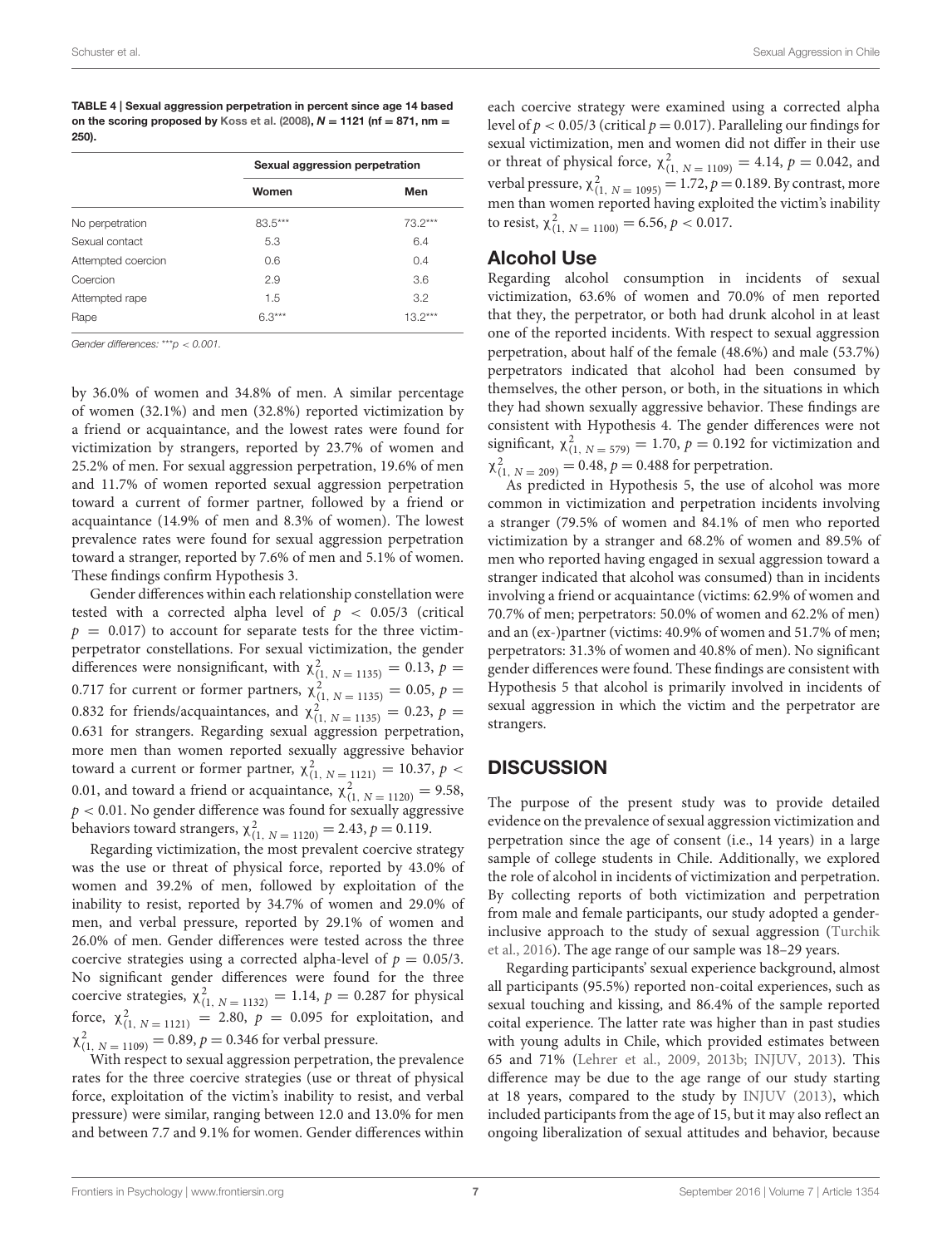**TABLE 4 | Sexual aggression perpetration in percent since age 14 based on the scoring proposed by Koss et al. (2008), $N = 1121$ (nf = 871, nm = 250).**

| | Sexual aggression perpetration | |
|---|---|---|
| | Women | Men |
| No perpetration | 83.5*** | 73.2*** |
| Sexual contact | 5.3 | 6.4 |
| Attempted coercion | 0.6 | 0.4 |
| Coercion | 2.9 | 3.6 |
| Attempted rape | 1.5 | 3.2 |
| Rape | 6.3*** | 13.2*** |

*Gender differences: ***p < 0.001.*

by 36.0% of women and 34.8% of men. A similar percentage of women (32.1%) and men (32.8%) reported victimization by a friend or acquaintance, and the lowest rates were found for victimization by strangers, reported by 23.7% of women and 25.2% of men. For sexual aggression perpetration, 19.6% of men and 11.7% of women reported sexual aggression perpetration toward a current of former partner, followed by a friend or acquaintance (14.9% of men and 8.3% of women). The lowest prevalence rates were found for sexual aggression perpetration toward a stranger, reported by 7.6% of men and 5.1% of women. These findings confirm Hypothesis 3.

Gender differences within each relationship constellation were tested with a corrected alpha level of $p < 0.05/3$ (critical $p = 0.017$) to account for separate tests for the three victim-perpetrator constellations. For sexual victimization, the gender differences were nonsignificant, with $\chi^2_{(1,\ N = 1135)} = 0.13$, $p = 0.717$ for current or former partners, $\chi^2_{(1,\ N = 1135)} = 0.05$, $p = 0.832$ for friends/acquaintances, and $\chi^2_{(1,\ N = 1135)} = 0.23$, $p = 0.631$ for strangers. Regarding sexual aggression perpetration, more men than women reported sexually aggressive behavior toward a current or former partner, $\chi^2_{(1,\ N = 1121)} = 10.37$, $p < 0.01$, and toward a friend or acquaintance, $\chi^2_{(1,\ N = 1120)} = 9.58$, $p < 0.01$. No gender difference was found for sexually aggressive behaviors toward strangers, $\chi^2_{(1,\ N = 1120)} = 2.43$, $p = 0.119$.

Regarding victimization, the most prevalent coercive strategy was the use or threat of physical force, reported by 43.0% of women and 39.2% of men, followed by exploitation of the inability to resist, reported by 34.7% of women and 29.0% of men, and verbal pressure, reported by 29.1% of women and 26.0% of men. Gender differences were tested across the three coercive strategies using a corrected alpha-level of $p = 0.05/3$. No significant gender differences were found for the three coercive strategies, $\chi^2_{(1,\ N = 1132)} = 1.14$, $p = 0.287$ for physical force, $\chi^2_{(1,\ N = 1121)} = 2.80$, $p = 0.095$ for exploitation, and $\chi^2_{(1,\ N = 1109)} = 0.89$, $p = 0.346$ for verbal pressure.

With respect to sexual aggression perpetration, the prevalence rates for the three coercive strategies (use or threat of physical force, exploitation of the victim's inability to resist, and verbal pressure) were similar, ranging between 12.0 and 13.0% for men and between 7.7 and 9.1% for women. Gender differences within each coercive strategy were examined using a corrected alpha level of $p < 0.05/3$ (critical $p = 0.017$). Paralleling our findings for sexual victimization, men and women did not differ in their use or threat of physical force, $\chi^2_{(1,\ N = 1109)} = 4.14$, $p = 0.042$, and verbal pressure, $\chi^2_{(1,\ N = 1095)} = 1.72$, $p = 0.189$. By contrast, more men than women reported having exploited the victim's inability to resist, $\chi^2_{(1,\ N = 1100)} = 6.56$, $p < 0.017$.

## Alcohol Use

Regarding alcohol consumption in incidents of sexual victimization, 63.6% of women and 70.0% of men reported that they, the perpetrator, or both had drunk alcohol in at least one of the reported incidents. With respect to sexual aggression perpetration, about half of the female (48.6%) and male (53.7%) perpetrators indicated that alcohol had been consumed by themselves, the other person, or both, in the situations in which they had shown sexually aggressive behavior. These findings are consistent with Hypothesis 4. The gender differences were not significant, $\chi^2_{(1,\ N = 579)} = 1.70$, $p = 0.192$ for victimization and $\chi^2_{(1,\ N = 209)} = 0.48$, $p = 0.488$ for perpetration.

As predicted in Hypothesis 5, the use of alcohol was more common in victimization and perpetration incidents involving a stranger (79.5% of women and 84.1% of men who reported victimization by a stranger and 68.2% of women and 89.5% of men who reported having engaged in sexual aggression toward a stranger indicated that alcohol was consumed) than in incidents involving a friend or acquaintance (victims: 62.9% of women and 70.7% of men; perpetrators: 50.0% of women and 62.2% of men) and an (ex-)partner (victims: 40.9% of women and 51.7% of men; perpetrators: 31.3% of women and 40.8% of men). No significant gender differences were found. These findings are consistent with Hypothesis 5 that alcohol is primarily involved in incidents of sexual aggression in which the victim and the perpetrator are strangers.

# DISCUSSION

The purpose of the present study was to provide detailed evidence on the prevalence of sexual aggression victimization and perpetration since the age of consent (i.e., 14 years) in a large sample of college students in Chile. Additionally, we explored the role of alcohol in incidents of victimization and perpetration. By collecting reports of both victimization and perpetration from male and female participants, our study adopted a gender-inclusive approach to the study of sexual aggression (Turchik et al., 2016). The age range of our sample was 18–29 years.

Regarding participants' sexual experience background, almost all participants (95.5%) reported non-coital experiences, such as sexual touching and kissing, and 86.4% of the sample reported coital experience. The latter rate was higher than in past studies with young adults in Chile, which provided estimates between 65 and 71% (Lehrer et al., 2009, 2013b; INJUV, 2013). This difference may be due to the age range of our study starting at 18 years, compared to the study by INJUV (2013), which included participants from the age of 15, but it may also reflect an ongoing liberalization of sexual attitudes and behavior, because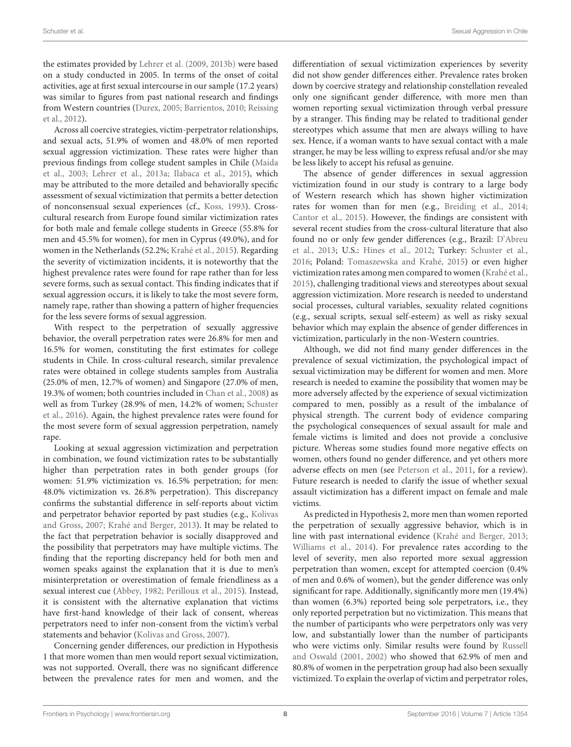the estimates provided by Lehrer et al. (2009, 2013b) were based on a study conducted in 2005. In terms of the onset of coital activities, age at first sexual intercourse in our sample (17.2 years) was similar to figures from past national research and findings from Western countries (Durex, 2005; Barrientos, 2010; Reissing et al., 2012).

Across all coercive strategies, victim-perpetrator relationships, and sexual acts, 51.9% of women and 48.0% of men reported sexual aggression victimization. These rates were higher than previous findings from college student samples in Chile (Maida et al., 2003; Lehrer et al., 2013a; Ilabaca et al., 2015), which may be attributed to the more detailed and behaviorally specific assessment of sexual victimization that permits a better detection of nonconsensual sexual experiences (cf., Koss, 1993). Cross-cultural research from Europe found similar victimization rates for both male and female college students in Greece (55.8% for men and 45.5% for women), for men in Cyprus (49.0%), and for women in the Netherlands (52.2%; Krahé et al., 2015). Regarding the severity of victimization incidents, it is noteworthy that the highest prevalence rates were found for rape rather than for less severe forms, such as sexual contact. This finding indicates that if sexual aggression occurs, it is likely to take the most severe form, namely rape, rather than showing a pattern of higher frequencies for the less severe forms of sexual aggression.

With respect to the perpetration of sexually aggressive behavior, the overall perpetration rates were 26.8% for men and 16.5% for women, constituting the first estimates for college students in Chile. In cross-cultural research, similar prevalence rates were obtained in college students samples from Australia (25.0% of men, 12.7% of women) and Singapore (27.0% of men, 19.3% of women; both countries included in Chan et al., 2008) as well as from Turkey (28.9% of men, 14.2% of women; Schuster et al., 2016). Again, the highest prevalence rates were found for the most severe form of sexual aggression perpetration, namely rape.

Looking at sexual aggression victimization and perpetration in combination, we found victimization rates to be substantially higher than perpetration rates in both gender groups (for women: 51.9% victimization vs. 16.5% perpetration; for men: 48.0% victimization vs. 26.8% perpetration). This discrepancy confirms the substantial difference in self-reports about victim and perpetrator behavior reported by past studies (e.g., Kolivas and Gross, 2007; Krahé and Berger, 2013). It may be related to the fact that perpetration behavior is socially disapproved and the possibility that perpetrators may have multiple victims. The finding that the reporting discrepancy held for both men and women speaks against the explanation that it is due to men's misinterpretation or overestimation of female friendliness as a sexual interest cue (Abbey, 1982; Perilloux et al., 2015). Instead, it is consistent with the alternative explanation that victims have first-hand knowledge of their lack of consent, whereas perpetrators need to infer non-consent from the victim's verbal statements and behavior (Kolivas and Gross, 2007).

Concerning gender differences, our prediction in Hypothesis 1 that more women than men would report sexual victimization, was not supported. Overall, there was no significant difference between the prevalence rates for men and women, and the differentiation of sexual victimization experiences by severity did not show gender differences either. Prevalence rates broken down by coercive strategy and relationship constellation revealed only one significant gender difference, with more men than women reporting sexual victimization through verbal pressure by a stranger. This finding may be related to traditional gender stereotypes which assume that men are always willing to have sex. Hence, if a woman wants to have sexual contact with a male stranger, he may be less willing to express refusal and/or she may be less likely to accept his refusal as genuine.

The absence of gender differences in sexual aggression victimization found in our study is contrary to a large body of Western research which has shown higher victimization rates for women than for men (e.g., Breiding et al., 2014; Cantor et al., 2015). However, the findings are consistent with several recent studies from the cross-cultural literature that also found no or only few gender differences (e.g., Brazil: D'Abreu et al., 2013; U.S.: Hines et al., 2012; Turkey: Schuster et al., 2016; Poland: Tomaszewska and Krahé, 2015) or even higher victimization rates among men compared to women (Krahé et al., 2015), challenging traditional views and stereotypes about sexual aggression victimization. More research is needed to understand social processes, cultural variables, sexuality related cognitions (e.g., sexual scripts, sexual self-esteem) as well as risky sexual behavior which may explain the absence of gender differences in victimization, particularly in the non-Western countries.

Although, we did not find many gender differences in the prevalence of sexual victimization, the psychological impact of sexual victimization may be different for women and men. More research is needed to examine the possibility that women may be more adversely affected by the experience of sexual victimization compared to men, possibly as a result of the imbalance of physical strength. The current body of evidence comparing the psychological consequences of sexual assault for male and female victims is limited and does not provide a conclusive picture. Whereas some studies found more negative effects on women, others found no gender difference, and yet others more adverse effects on men (see Peterson et al., 2011, for a review). Future research is needed to clarify the issue of whether sexual assault victimization has a different impact on female and male victims.

As predicted in Hypothesis 2, more men than women reported the perpetration of sexually aggressive behavior, which is in line with past international evidence (Krahé and Berger, 2013; Williams et al., 2014). For prevalence rates according to the level of severity, men also reported more sexual aggression perpetration than women, except for attempted coercion (0.4% of men and 0.6% of women), but the gender difference was only significant for rape. Additionally, significantly more men (19.4%) than women (6.3%) reported being sole perpetrators, i.e., they only reported perpetration but no victimization. This means that the number of participants who were perpetrators only was very low, and substantially lower than the number of participants who were victims only. Similar results were found by Russell and Oswald (2001, 2002) who showed that 62.9% of men and 80.8% of women in the perpetration group had also been sexually victimized. To explain the overlap of victim and perpetrator roles,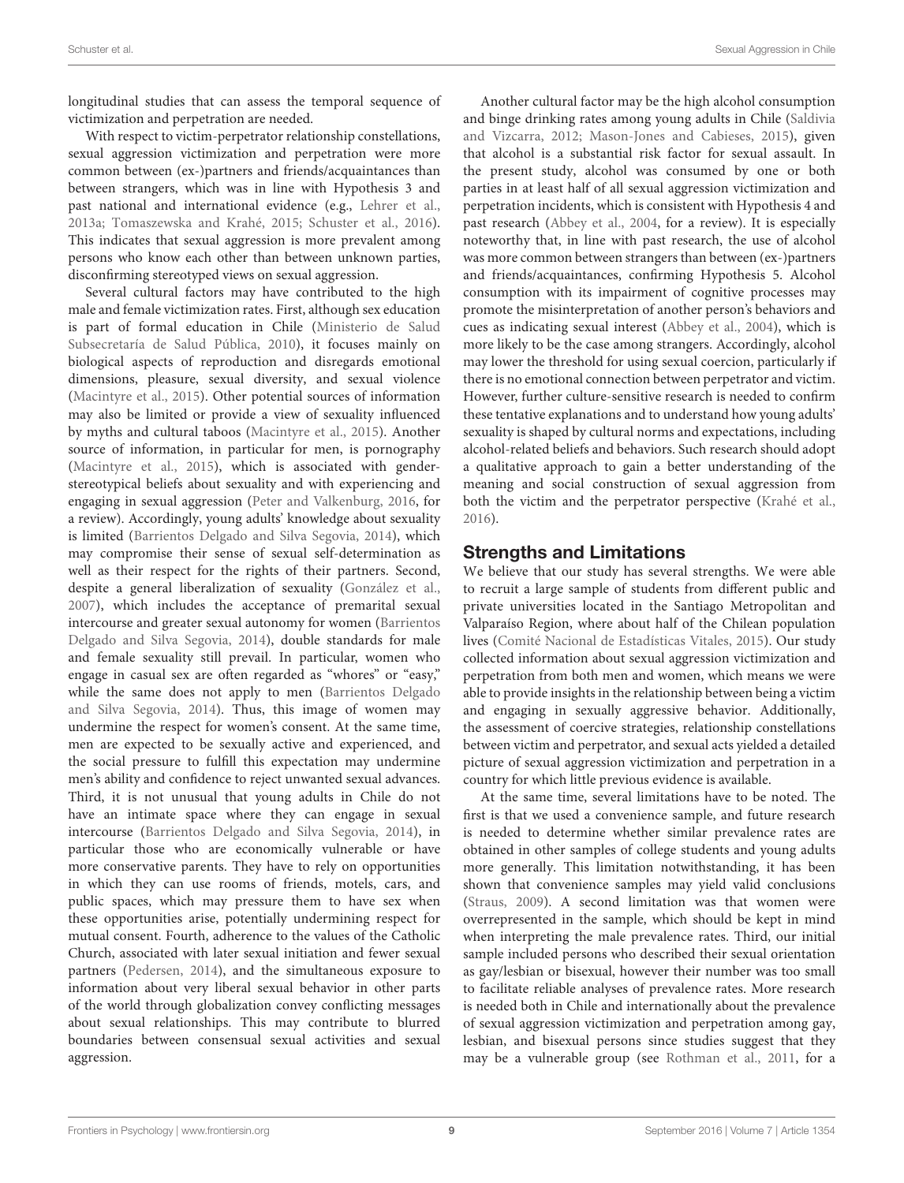longitudinal studies that can assess the temporal sequence of victimization and perpetration are needed.

With respect to victim-perpetrator relationship constellations, sexual aggression victimization and perpetration were more common between (ex-)partners and friends/acquaintances than between strangers, which was in line with Hypothesis 3 and past national and international evidence (e.g., Lehrer et al., 2013a; Tomaszewska and Krahé, 2015; Schuster et al., 2016). This indicates that sexual aggression is more prevalent among persons who know each other than between unknown parties, disconfirming stereotyped views on sexual aggression.

Several cultural factors may have contributed to the high male and female victimization rates. First, although sex education is part of formal education in Chile (Ministerio de Salud Subsecretaría de Salud Pública, 2010), it focuses mainly on biological aspects of reproduction and disregards emotional dimensions, pleasure, sexual diversity, and sexual violence (Macintyre et al., 2015). Other potential sources of information may also be limited or provide a view of sexuality influenced by myths and cultural taboos (Macintyre et al., 2015). Another source of information, in particular for men, is pornography (Macintyre et al., 2015), which is associated with gender-stereotypical beliefs about sexuality and with experiencing and engaging in sexual aggression (Peter and Valkenburg, 2016, for a review). Accordingly, young adults' knowledge about sexuality is limited (Barrientos Delgado and Silva Segovia, 2014), which may compromise their sense of sexual self-determination as well as their respect for the rights of their partners. Second, despite a general liberalization of sexuality (González et al., 2007), which includes the acceptance of premarital sexual intercourse and greater sexual autonomy for women (Barrientos Delgado and Silva Segovia, 2014), double standards for male and female sexuality still prevail. In particular, women who engage in casual sex are often regarded as "whores" or "easy," while the same does not apply to men (Barrientos Delgado and Silva Segovia, 2014). Thus, this image of women may undermine the respect for women's consent. At the same time, men are expected to be sexually active and experienced, and the social pressure to fulfill this expectation may undermine men's ability and confidence to reject unwanted sexual advances. Third, it is not unusual that young adults in Chile do not have an intimate space where they can engage in sexual intercourse (Barrientos Delgado and Silva Segovia, 2014), in particular those who are economically vulnerable or have more conservative parents. They have to rely on opportunities in which they can use rooms of friends, motels, cars, and public spaces, which may pressure them to have sex when these opportunities arise, potentially undermining respect for mutual consent. Fourth, adherence to the values of the Catholic Church, associated with later sexual initiation and fewer sexual partners (Pedersen, 2014), and the simultaneous exposure to information about very liberal sexual behavior in other parts of the world through globalization convey conflicting messages about sexual relationships. This may contribute to blurred boundaries between consensual sexual activities and sexual aggression.

Another cultural factor may be the high alcohol consumption and binge drinking rates among young adults in Chile (Saldivia and Vizcarra, 2012; Mason-Jones and Cabieses, 2015), given that alcohol is a substantial risk factor for sexual assault. In the present study, alcohol was consumed by one or both parties in at least half of all sexual aggression victimization and perpetration incidents, which is consistent with Hypothesis 4 and past research (Abbey et al., 2004, for a review). It is especially noteworthy that, in line with past research, the use of alcohol was more common between strangers than between (ex-)partners and friends/acquaintances, confirming Hypothesis 5. Alcohol consumption with its impairment of cognitive processes may promote the misinterpretation of another person's behaviors and cues as indicating sexual interest (Abbey et al., 2004), which is more likely to be the case among strangers. Accordingly, alcohol may lower the threshold for using sexual coercion, particularly if there is no emotional connection between perpetrator and victim. However, further culture-sensitive research is needed to confirm these tentative explanations and to understand how young adults' sexuality is shaped by cultural norms and expectations, including alcohol-related beliefs and behaviors. Such research should adopt a qualitative approach to gain a better understanding of the meaning and social construction of sexual aggression from both the victim and the perpetrator perspective (Krahé et al., 2016).

## Strengths and Limitations

We believe that our study has several strengths. We were able to recruit a large sample of students from different public and private universities located in the Santiago Metropolitan and Valparaíso Region, where about half of the Chilean population lives (Comité Nacional de Estadísticas Vitales, 2015). Our study collected information about sexual aggression victimization and perpetration from both men and women, which means we were able to provide insights in the relationship between being a victim and engaging in sexually aggressive behavior. Additionally, the assessment of coercive strategies, relationship constellations between victim and perpetrator, and sexual acts yielded a detailed picture of sexual aggression victimization and perpetration in a country for which little previous evidence is available.

At the same time, several limitations have to be noted. The first is that we used a convenience sample, and future research is needed to determine whether similar prevalence rates are obtained in other samples of college students and young adults more generally. This limitation notwithstanding, it has been shown that convenience samples may yield valid conclusions (Straus, 2009). A second limitation was that women were overrepresented in the sample, which should be kept in mind when interpreting the male prevalence rates. Third, our initial sample included persons who described their sexual orientation as gay/lesbian or bisexual, however their number was too small to facilitate reliable analyses of prevalence rates. More research is needed both in Chile and internationally about the prevalence of sexual aggression victimization and perpetration among gay, lesbian, and bisexual persons since studies suggest that they may be a vulnerable group (see Rothman et al., 2011, for a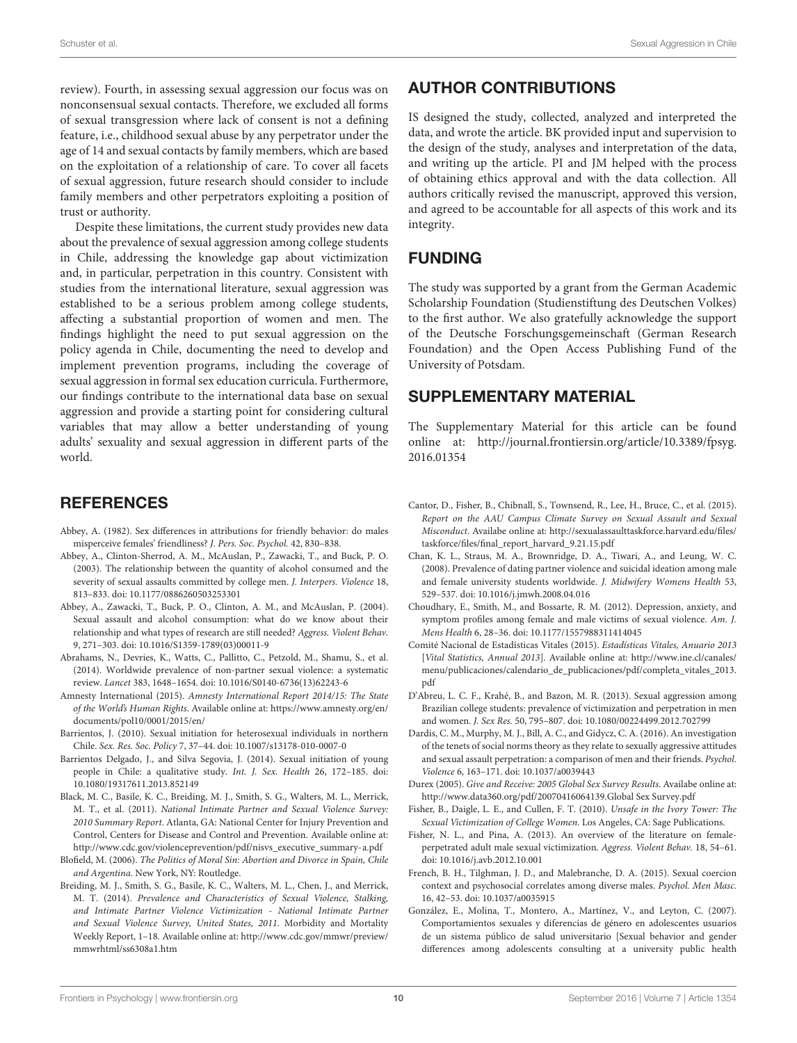review). Fourth, in assessing sexual aggression our focus was on nonconsensual sexual contacts. Therefore, we excluded all forms of sexual transgression where lack of consent is not a defining feature, i.e., childhood sexual abuse by any perpetrator under the age of 14 and sexual contacts by family members, which are based on the exploitation of a relationship of care. To cover all facets of sexual aggression, future research should consider to include family members and other perpetrators exploiting a position of trust or authority.

Despite these limitations, the current study provides new data about the prevalence of sexual aggression among college students in Chile, addressing the knowledge gap about victimization and, in particular, perpetration in this country. Consistent with studies from the international literature, sexual aggression was established to be a serious problem among college students, affecting a substantial proportion of women and men. The findings highlight the need to put sexual aggression on the policy agenda in Chile, documenting the need to develop and implement prevention programs, including the coverage of sexual aggression in formal sex education curricula. Furthermore, our findings contribute to the international data base on sexual aggression and provide a starting point for considering cultural variables that may allow a better understanding of young adults' sexuality and sexual aggression in different parts of the world.

## AUTHOR CONTRIBUTIONS

IS designed the study, collected, analyzed and interpreted the data, and wrote the article. BK provided input and supervision to the design of the study, analyses and interpretation of the data, and writing up the article. PI and JM helped with the process of obtaining ethics approval and with the data collection. All authors critically revised the manuscript, approved this version, and agreed to be accountable for all aspects of this work and its integrity.

## FUNDING

The study was supported by a grant from the German Academic Scholarship Foundation (Studienstiftung des Deutschen Volkes) to the first author. We also gratefully acknowledge the support of the Deutsche Forschungsgemeinschaft (German Research Foundation) and the Open Access Publishing Fund of the University of Potsdam.

## SUPPLEMENTARY MATERIAL

The Supplementary Material for this article can be found online at: http://journal.frontiersin.org/article/10.3389/fpsyg.2016.01354

## REFERENCES

Abbey, A. (1982). Sex differences in attributions for friendly behavior: do males misperceive females' friendliness? *J. Pers. Soc. Psychol.* 42, 830–838.

Abbey, A., Clinton-Sherrod, A. M., McAuslan, P., Zawacki, T., and Buck, P. O. (2003). The relationship between the quantity of alcohol consumed and the severity of sexual assaults committed by college men. *J. Interpers. Violence* 18, 813–833. doi: 10.1177/0886260503253301

Abbey, A., Zawacki, T., Buck, P. O., Clinton, A. M., and McAuslan, P. (2004). Sexual assault and alcohol consumption: what do we know about their relationship and what types of research are still needed? *Aggress. Violent Behav.* 9, 271–303. doi: 10.1016/S1359-1789(03)00011-9

Abrahams, N., Devries, K., Watts, C., Pallitto, C., Petzold, M., Shamu, S., et al. (2014). Worldwide prevalence of non-partner sexual violence: a systematic review. *Lancet* 383, 1648–1654. doi: 10.1016/S0140-6736(13)62243-6

Amnesty International (2015). *Amnesty International Report 2014/15: The State of the World's Human Rights*. Available online at: https://www.amnesty.org/en/documents/pol10/0001/2015/en/

Barrientos, J. (2010). Sexual initiation for heterosexual individuals in northern Chile. *Sex. Res. Soc. Policy* 7, 37–44. doi: 10.1007/s13178-010-0007-0

Barrientos Delgado, J., and Silva Segovia, J. (2014). Sexual initiation of young people in Chile: a qualitative study. *Int. J. Sex. Health* 26, 172–185. doi: 10.1080/19317611.2013.852149

Black, M. C., Basile, K. C., Breiding, M. J., Smith, S. G., Walters, M. L., Merrick, M. T., et al. (2011). *National Intimate Partner and Sexual Violence Survey: 2010 Summary Report*. Atlanta, GA: National Center for Injury Prevention and Control, Centers for Disease and Control and Prevention. Available online at: http://www.cdc.gov/violenceprevention/pdf/nisvs_executive_summary-a.pdf

Blofield, M. (2006). *The Politics of Moral Sin: Abortion and Divorce in Spain, Chile and Argentina*. New York, NY: Routledge.

Breiding, M. J., Smith, S. G., Basile, K. C., Walters, M. L., Chen, J., and Merrick, M. T. (2014). *Prevalence and Characteristics of Sexual Violence, Stalking, and Intimate Partner Violence Victimization - National Intimate Partner and Sexual Violence Survey, United States, 2011*. Morbidity and Mortality Weekly Report, 1–18. Available online at: http://www.cdc.gov/mmwr/preview/mmwrhtml/ss6308a1.htm

Cantor, D., Fisher, B., Chibnall, S., Townsend, R., Lee, H., Bruce, C., et al. (2015). *Report on the AAU Campus Climate Survey on Sexual Assault and Sexual Misconduct*. Availabe online at: http://sexualassaulttaskforce.harvard.edu/files/taskforce/files/final_report_harvard_9.21.15.pdf

Chan, K. L., Straus, M. A., Brownridge, D. A., Tiwari, A., and Leung, W. C. (2008). Prevalence of dating partner violence and suicidal ideation among male and female university students worldwide. *J. Midwifery Womens Health* 53, 529–537. doi: 10.1016/j.jmwh.2008.04.016

Choudhary, E., Smith, M., and Bossarte, R. M. (2012). Depression, anxiety, and symptom profiles among female and male victims of sexual violence. *Am. J. Mens Health* 6, 28–36. doi: 10.1177/1557988311414045

Comité Nacional de Estadísticas Vitales (2015). *Estadísticas Vitales, Anuario 2013* [*Vital Statistics, Annual 2013*]. Available online at: http://www.ine.cl/canales/menu/publicaciones/calendario_de_publicaciones/pdf/completa_vitales_2013.pdf

D'Abreu, L. C. F., Krahé, B., and Bazon, M. R. (2013). Sexual aggression among Brazilian college students: prevalence of victimization and perpetration in men and women. *J. Sex Res.* 50, 795–807. doi: 10.1080/00224499.2012.702799

Dardis, C. M., Murphy, M. J., Bill, A. C., and Gidycz, C. A. (2016). An investigation of the tenets of social norms theory as they relate to sexually aggressive attitudes and sexual assault perpetration: a comparison of men and their friends. *Psychol. Violence* 6, 163–171. doi: 10.1037/a0039443

Durex (2005). *Give and Receive: 2005 Global Sex Survey Results*. Availabe online at: http://www.data360.org/pdf/20070416064139.Global Sex Survey.pdf

Fisher, B., Daigle, L. E., and Cullen, F. T. (2010). *Unsafe in the Ivory Tower: The Sexual Victimization of College Women*. Los Angeles, CA: Sage Publications.

Fisher, N. L., and Pina, A. (2013). An overview of the literature on female-perpetrated adult male sexual victimization. *Aggress. Violent Behav.* 18, 54–61. doi: 10.1016/j.avb.2012.10.001

French, B. H., Tilghman, J. D., and Malebranche, D. A. (2015). Sexual coercion context and psychosocial correlates among diverse males. *Psychol. Men Masc.* 16, 42–53. doi: 10.1037/a0035915

González, E., Molina, T., Montero, A., Martínez, V., and Leyton, C. (2007). Comportamientos sexuales y diferencias de género en adolescentes usuarios de un sistema público de salud universitario [Sexual behavior and gender differences among adolescents consulting at a university public health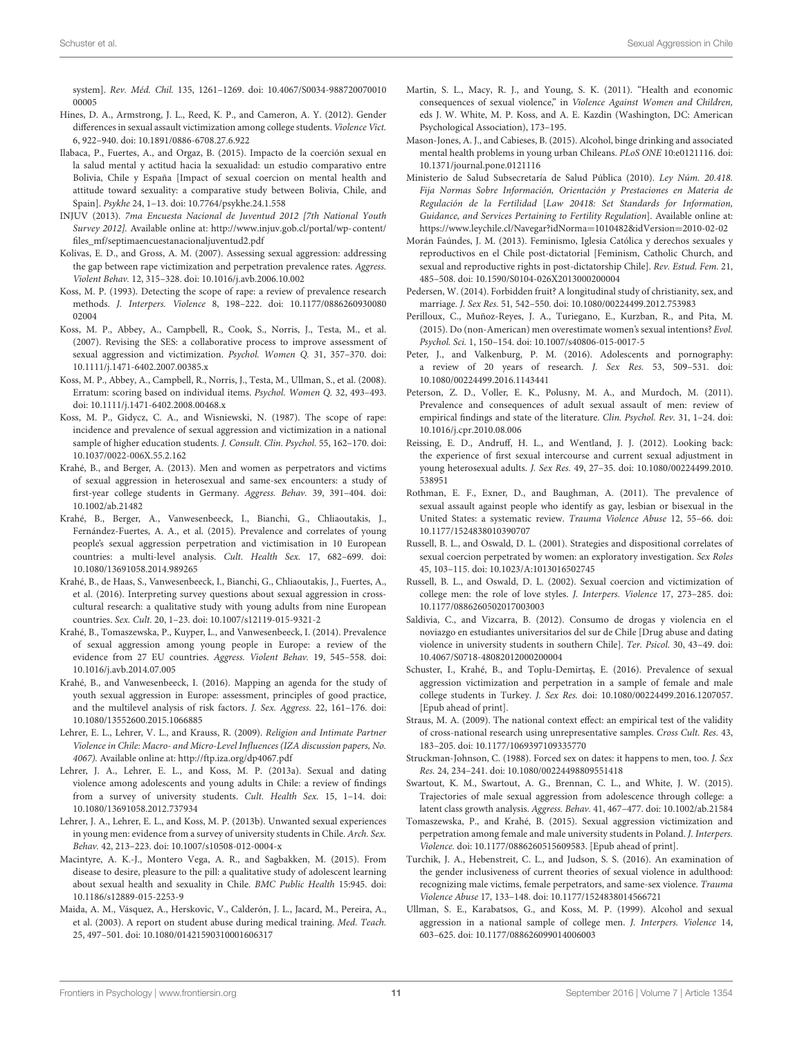system]. *Rev. Méd. Chil.* 135, 1261–1269. doi: 10.4067/S0034-98872007001000005

Hines, D. A., Armstrong, J. L., Reed, K. P., and Cameron, A. Y. (2012). Gender differences in sexual assault victimization among college students. *Violence Vict.* 6, 922–940. doi: 10.1891/0886-6708.27.6.922

Ilabaca, P., Fuertes, A., and Orgaz, B. (2015). Impacto de la coerción sexual en la salud mental y actitud hacia la sexualidad: un estudio comparativo entre Bolivia, Chile y España [Impact of sexual coercion on mental health and attitude toward sexuality: a comparative study between Bolivia, Chile, and Spain]. *Psykhe* 24, 1–13. doi: 10.7764/psykhe.24.1.558

INJUV (2013). *7ma Encuesta Nacional de Juventud 2012 [7th National Youth Survey 2012].* Available online at: http://www.injuv.gob.cl/portal/wp-content/files_mf/septimaencuestanacionaljuventud2.pdf

Kolivas, E. D., and Gross, A. M. (2007). Assessing sexual aggression: addressing the gap between rape victimization and perpetration prevalence rates. *Aggress. Violent Behav.* 12, 315–328. doi: 10.1016/j.avb.2006.10.002

Koss, M. P. (1993). Detecting the scope of rape: a review of prevalence research methods. *J. Interpers. Violence* 8, 198–222. doi: 10.1177/088626093008002004

Koss, M. P., Abbey, A., Campbell, R., Cook, S., Norris, J., Testa, M., et al. (2007). Revising the SES: a collaborative process to improve assessment of sexual aggression and victimization. *Psychol. Women Q.* 31, 357–370. doi: 10.1111/j.1471-6402.2007.00385.x

Koss, M. P., Abbey, A., Campbell, R., Norris, J., Testa, M., Ullman, S., et al. (2008). Erratum: scoring based on individual items. *Psychol. Women Q.* 32, 493–493. doi: 10.1111/j.1471-6402.2008.00468.x

Koss, M. P., Gidycz, C. A., and Wisniewski, N. (1987). The scope of rape: incidence and prevalence of sexual aggression and victimization in a national sample of higher education students. *J. Consult. Clin. Psychol.* 55, 162–170. doi: 10.1037/0022-006X.55.2.162

Krahé, B., and Berger, A. (2013). Men and women as perpetrators and victims of sexual aggression in heterosexual and same-sex encounters: a study of first-year college students in Germany. *Aggress. Behav.* 39, 391–404. doi: 10.1002/ab.21482

Krahé, B., Berger, A., Vanwesenbeeck, I., Bianchi, G., Chliaoutakis, J., Fernández-Fuertes, A. A., et al. (2015). Prevalence and correlates of young people's sexual aggression perpetration and victimisation in 10 European countries: a multi-level analysis. *Cult. Health Sex.* 17, 682–699. doi: 10.1080/13691058.2014.989265

Krahé, B., de Haas, S., Vanwesenbeeck, I., Bianchi, G., Chliaoutakis, J., Fuertes, A., et al. (2016). Interpreting survey questions about sexual aggression in cross-cultural research: a qualitative study with young adults from nine European countries. *Sex. Cult.* 20, 1–23. doi: 10.1007/s12119-015-9321-2

Krahé, B., Tomaszewska, P., Kuyper, L., and Vanwesenbeeck, I. (2014). Prevalence of sexual aggression among young people in Europe: a review of the evidence from 27 EU countries. *Aggress. Violent Behav.* 19, 545–558. doi: 10.1016/j.avb.2014.07.005

Krahé, B., and Vanwesenbeeck, I. (2016). Mapping an agenda for the study of youth sexual aggression in Europe: assessment, principles of good practice, and the multilevel analysis of risk factors. *J. Sex. Aggress.* 22, 161–176. doi: 10.1080/13552600.2015.1066885

Lehrer, E. L., Lehrer, V. L., and Krauss, R. (2009). *Religion and Intimate Partner Violence in Chile: Macro- and Micro-Level Influences (IZA discussion papers, No. 4067).* Available online at: http://ftp.iza.org/dp4067.pdf

Lehrer, J. A., Lehrer, E. L., and Koss, M. P. (2013a). Sexual and dating violence among adolescents and young adults in Chile: a review of findings from a survey of university students. *Cult. Health Sex.* 15, 1–14. doi: 10.1080/13691058.2012.737934

Lehrer, J. A., Lehrer, E. L., and Koss, M. P. (2013b). Unwanted sexual experiences in young men: evidence from a survey of university students in Chile. *Arch. Sex. Behav.* 42, 213–223. doi: 10.1007/s10508-012-0004-x

Macintyre, A. K.-J., Montero Vega, A. R., and Sagbakken, M. (2015). From disease to desire, pleasure to the pill: a qualitative study of adolescent learning about sexual health and sexuality in Chile. *BMC Public Health* 15:945. doi: 10.1186/s12889-015-2253-9

Maida, A. M., Vásquez, A., Herskovic, V., Calderón, J. L., Jacard, M., Pereira, A., et al. (2003). A report on student abuse during medical training. *Med. Teach.* 25, 497–501. doi: 10.1080/01421590310001606317

Martin, S. L., Macy, R. J., and Young, S. K. (2011). "Health and economic consequences of sexual violence," in *Violence Against Women and Children,* eds J. W. White, M. P. Koss, and A. E. Kazdin (Washington, DC: American Psychological Association), 173–195.

Mason-Jones, A. J., and Cabieses, B. (2015). Alcohol, binge drinking and associated mental health problems in young urban Chileans. *PLoS ONE* 10:e0121116. doi: 10.1371/journal.pone.0121116

Ministerio de Salud Subsecretaría de Salud Pública (2010). *Ley Núm. 20.418. Fija Normas Sobre Información, Orientación y Prestaciones en Materia de Regulación de la Fertilidad* [*Law 20418: Set Standards for Information, Guidance, and Services Pertaining to Fertility Regulation*]. Available online at: https://www.leychile.cl/Navegar?idNorma=1010482&idVersion=2010-02-02

Morán Faúndes, J. M. (2013). Feminismo, Iglesia Católica y derechos sexuales y reproductivos en el Chile post-dictatorial [Feminism, Catholic Church, and sexual and reproductive rights in post-dictatorship Chile]. *Rev. Estud. Fem.* 21, 485–508. doi: 10.1590/S0104-026X2013000200004

Pedersen, W. (2014). Forbidden fruit? A longitudinal study of christianity, sex, and marriage. *J. Sex Res.* 51, 542–550. doi: 10.1080/00224499.2012.753983

Perilloux, C., Muñoz-Reyes, J. A., Turiegano, E., Kurzban, R., and Pita, M. (2015). Do (non-American) men overestimate women's sexual intentions? *Evol. Psychol. Sci.* 1, 150–154. doi: 10.1007/s40806-015-0017-5

Peter, J., and Valkenburg, P. M. (2016). Adolescents and pornography: a review of 20 years of research. *J. Sex Res.* 53, 509–531. doi: 10.1080/00224499.2016.1143441

Peterson, Z. D., Voller, E. K., Polusny, M. A., and Murdoch, M. (2011). Prevalence and consequences of adult sexual assault of men: review of empirical findings and state of the literature. *Clin. Psychol. Rev.* 31, 1–24. doi: 10.1016/j.cpr.2010.08.006

Reissing, E. D., Andruff, H. L., and Wentland, J. J. (2012). Looking back: the experience of first sexual intercourse and current sexual adjustment in young heterosexual adults. *J. Sex Res.* 49, 27–35. doi: 10.1080/00224499.2010.538951

Rothman, E. F., Exner, D., and Baughman, A. (2011). The prevalence of sexual assault against people who identify as gay, lesbian or bisexual in the United States: a systematic review. *Trauma Violence Abuse* 12, 55–66. doi: 10.1177/1524838010390707

Russell, B. L., and Oswald, D. L. (2001). Strategies and dispositional correlates of sexual coercion perpetrated by women: an exploratory investigation. *Sex Roles* 45, 103–115. doi: 10.1023/A:1013016502745

Russell, B. L., and Oswald, D. L. (2002). Sexual coercion and victimization of college men: the role of love styles. *J. Interpers. Violence* 17, 273–285. doi: 10.1177/0886260502017003003

Saldivia, C., and Vizcarra, B. (2012). Consumo de drogas y violencia en el noviazgo en estudiantes universitarios del sur de Chile [Drug abuse and dating violence in university students in southern Chile]. *Ter. Psicol.* 30, 43–49. doi: 10.4067/S0718-48082012000200004

Schuster, I., Krahé, B., and Toplu-Demirtaş, E. (2016). Prevalence of sexual aggression victimization and perpetration in a sample of female and male college students in Turkey. *J. Sex Res.* doi: 10.1080/00224499.2016.1207057. [Epub ahead of print].

Straus, M. A. (2009). The national context effect: an empirical test of the validity of cross-national research using unrepresentative samples. *Cross Cult. Res.* 43, 183–205. doi: 10.1177/1069397109335770

Struckman-Johnson, C. (1988). Forced sex on dates: it happens to men, too. *J. Sex Res.* 24, 234–241. doi: 10.1080/00224498809551418

Swartout, K. M., Swartout, A. G., Brennan, C. L., and White, J. W. (2015). Trajectories of male sexual aggression from adolescence through college: a latent class growth analysis. *Aggress. Behav.* 41, 467–477. doi: 10.1002/ab.21584

Tomaszewska, P., and Krahé, B. (2015). Sexual aggression victimization and perpetration among female and male university students in Poland. *J. Interpers. Violence.* doi: 10.1177/0886260515609583. [Epub ahead of print].

Turchik, J. A., Hebenstreit, C. L., and Judson, S. S. (2016). An examination of the gender inclusiveness of current theories of sexual violence in adulthood: recognizing male victims, female perpetrators, and same-sex violence. *Trauma Violence Abuse* 17, 133–148. doi: 10.1177/1524838014566721

Ullman, S. E., Karabatsos, G., and Koss, M. P. (1999). Alcohol and sexual aggression in a national sample of college men. *J. Interpers. Violence* 14, 603–625. doi: 10.1177/088626099014006003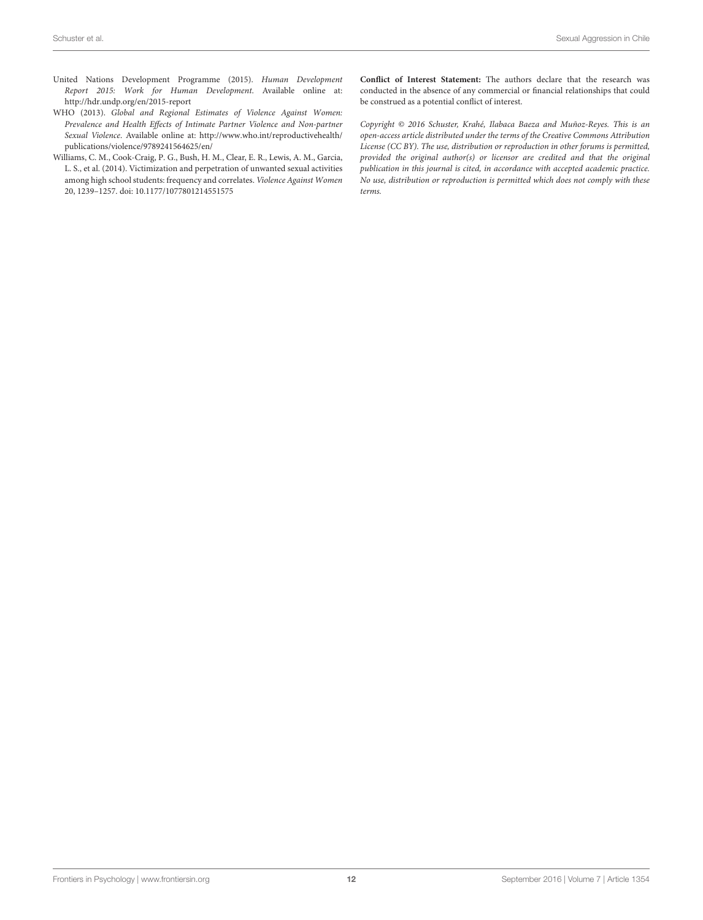United Nations Development Programme (2015). *Human Development Report 2015: Work for Human Development.* Available online at: http://hdr.undp.org/en/2015-report

WHO (2013). *Global and Regional Estimates of Violence Against Women: Prevalence and Health Effects of Intimate Partner Violence and Non-partner Sexual Violence*. Available online at: http://www.who.int/reproductivehealth/publications/violence/9789241564625/en/

Williams, C. M., Cook-Craig, P. G., Bush, H. M., Clear, E. R., Lewis, A. M., Garcia, L. S., et al. (2014). Victimization and perpetration of unwanted sexual activities among high school students: frequency and correlates. *Violence Against Women* 20, 1239–1257. doi: 10.1177/1077801214551575

**Conflict of Interest Statement:** The authors declare that the research was conducted in the absence of any commercial or financial relationships that could be construed as a potential conflict of interest.

*Copyright © 2016 Schuster, Krahé, Ilabaca Baeza and Muñoz-Reyes. This is an open-access article distributed under the terms of the Creative Commons Attribution License (CC BY). The use, distribution or reproduction in other forums is permitted, provided the original author(s) or licensor are credited and that the original publication in this journal is cited, in accordance with accepted academic practice. No use, distribution or reproduction is permitted which does not comply with these terms.*